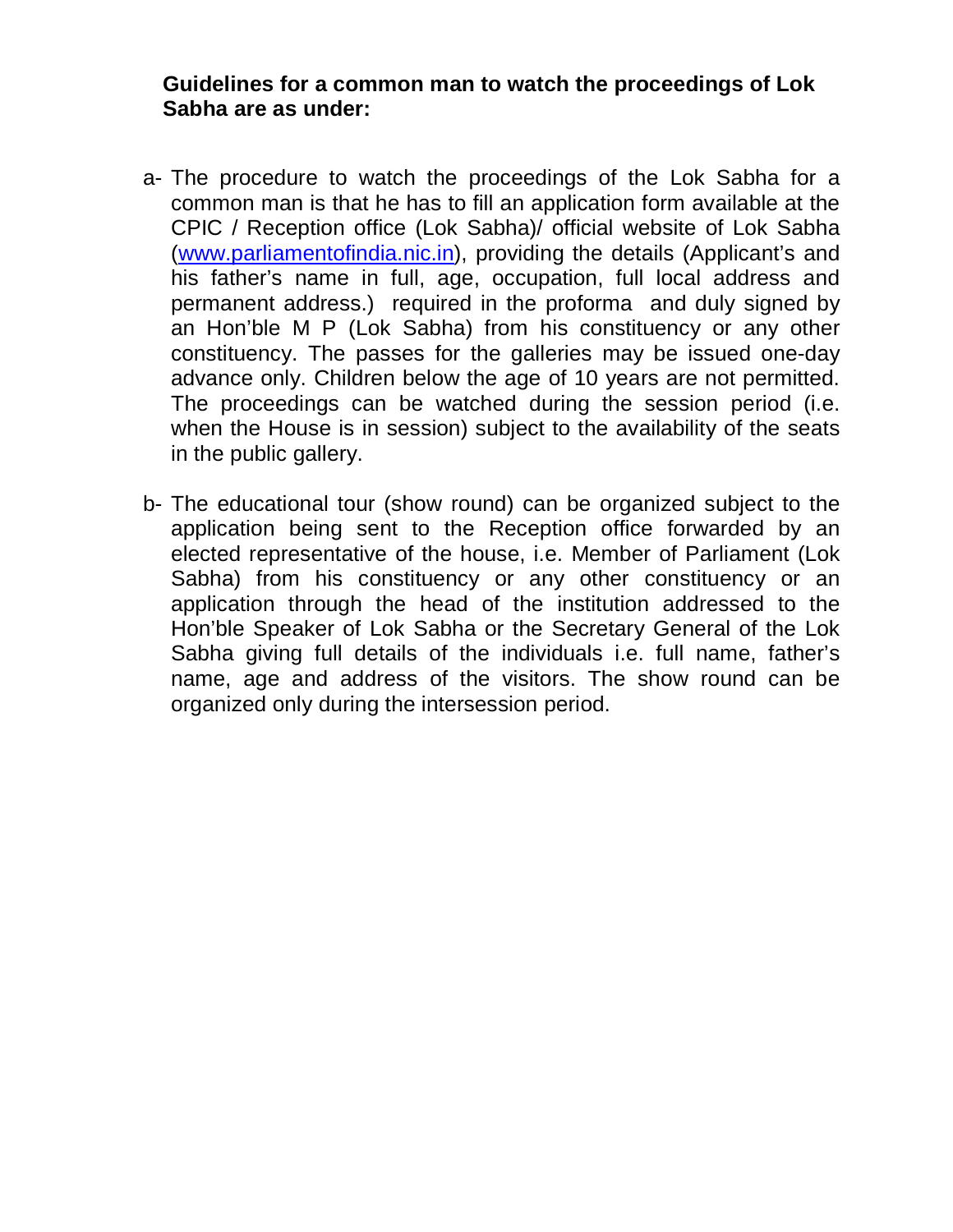**Guidelines for a common man to watch the proceedings of Lok Sabha are as under:**

a- The procedure to watch the proceedings of the Lok Sabha for a common man is that he has to fill an application form available at the CPIC / Reception office (Lok Sabha)/ official website of Lok Sabha ([www.parliamentofindia.nic.in](www.parliamentofindia.nic.in)), providing the details (Applicant's and his father's name in full, age, occupation, full local address and permanent address.) required in the proforma and duly signed by an Hon'ble M P (Lok Sabha) from his constituency or any other constituency. The passes for the galleries may be issued one-day advance only. Children below the age of 10 years are not permitted. The proceedings can be watched during the session period (i.e. when the House is in session) subject to the availability of the seats in the public gallery.

b- The educational tour (show round) can be organized subject to the application being sent to the Reception office forwarded by an elected representative of the house, i.e. Member of Parliament (Lok Sabha) from his constituency or any other constituency or an application through the head of the institution addressed to the Hon'ble Speaker of Lok Sabha or the Secretary General of the Lok Sabha giving full details of the individuals i.e. full name, father's name, age and address of the visitors. The show round can be organized only during the intersession period.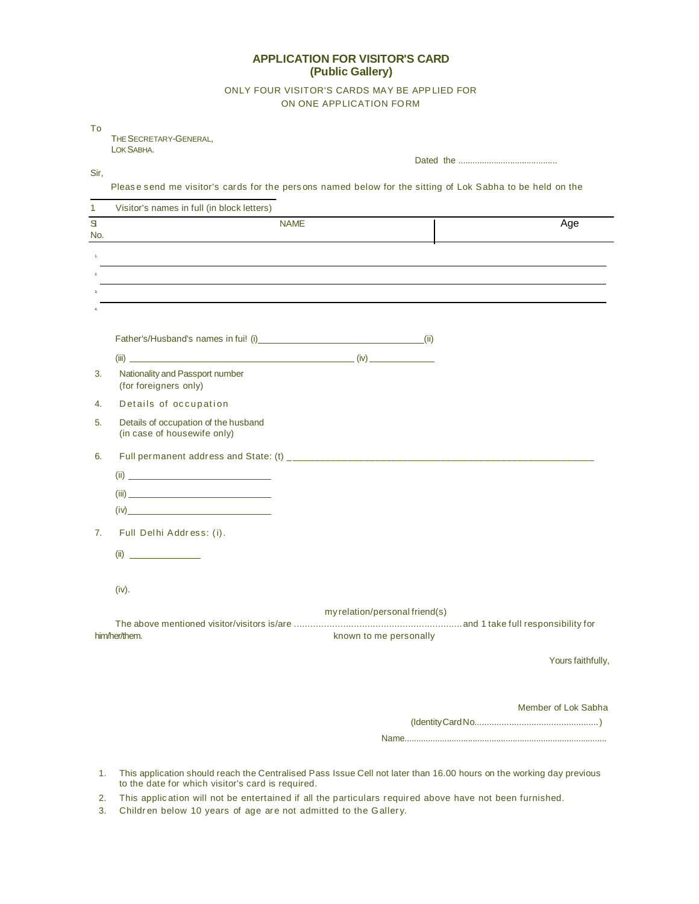## APPLICATION FOR VISITOR'S CARD
## (Public Gallery)

ONLY FOUR VISITOR'S CARDS MAY BE APPLIED FOR ON ONE APPLICATION FORM

To

THE SECRETARY-GENERAL,
LOK SABHA.

Dated the ..........................................

Sir,

Please send me visitor's cards for the persons named below for the sitting of Lok Sabha to be held on the

1 Visitor's names in full (in block letters)

| Sl No. | NAME | Age |
|---|---|---|
| 1. | | |
| 2. | | |
| 3. | | |
| 4. | | |

Father's/Husband's names in fui! (i)_________________________________(ii)

(iii) ______________________________________________ (iv) _____________

3. Nationality and Passport number (for foreigners only)

4. Details of occupation

5. Details of occupation of the husband (in case of housewife only)

6. Full permanent address and State: (t) _____________________________________________________________

   (ii) _____________________________

   (iii) _____________________________

   (iv)_____________________________

7. Full Delhi Address: (i).

   (ii) ______________

   (iv).

The above mentioned visitor/visitors is/are ................................................................ and 1 take full responsibility for him/her/them.

my relation/personal friend(s)
known to me personally

Yours faithfully,

Member of Lok Sabha

(Identity Card No..................................................)

Name.....................................................................................

1. This application should reach the Centralised Pass Issue Cell not later than 16.00 hours on the working day previous to the date for which visitor's card is required.
2. This application will not be entertained if all the particulars required above have not been furnished.
3. Children below 10 years of age are not admitted to the Gallery.